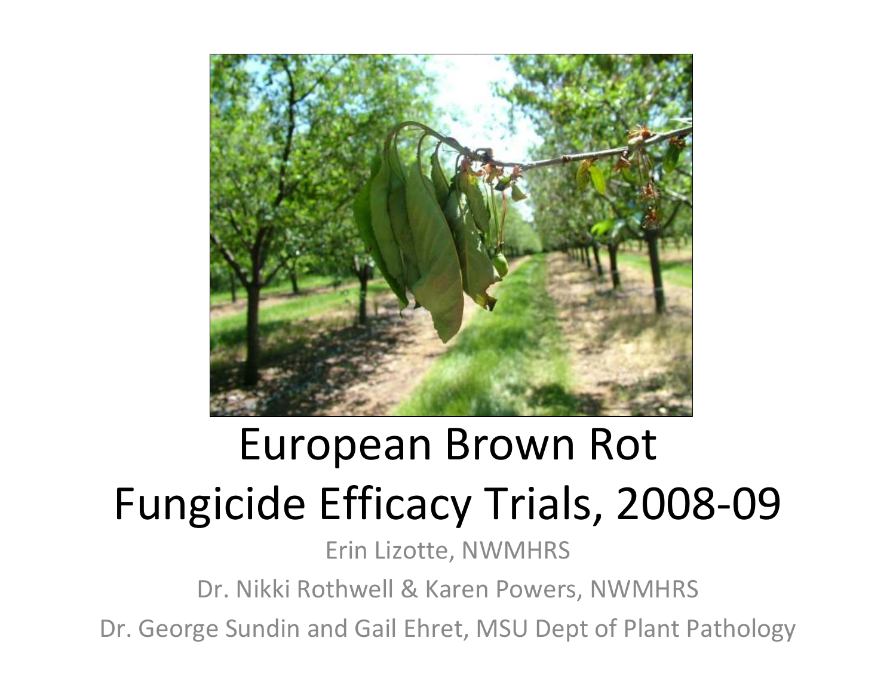# European Brown Rot Fungicide Efficacy Trials, 2008-09

Erin Lizotte, NWMHRS

Dr. Nikki Rothwell & Karen Powers, NWMHRS

Dr. George Sundin and Gail Ehret, MSU Dept of Plant Pathology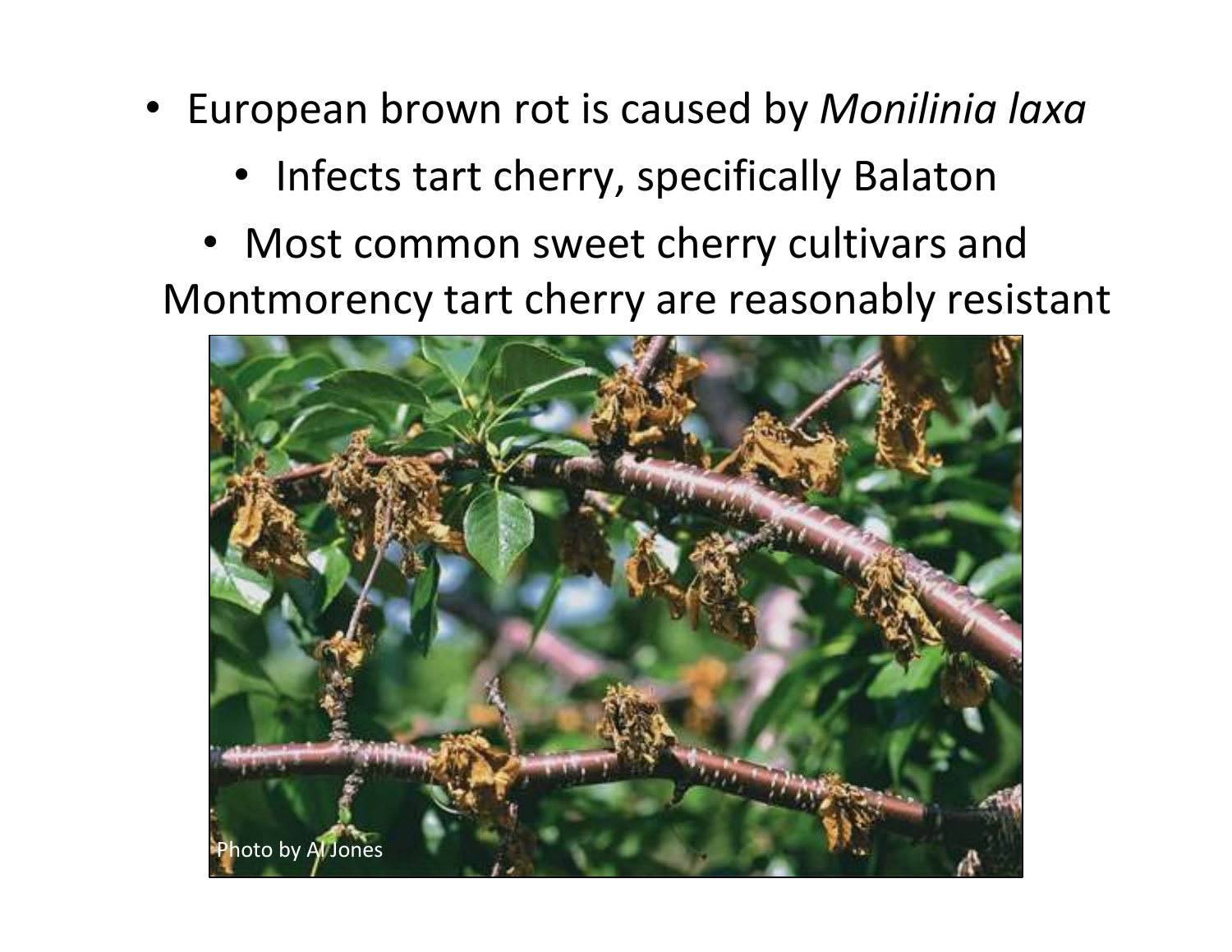- European brown rot is caused by *Monilinia laxa*
  - Infects tart cherry, specifically Balaton
  - Most common sweet cherry cultivars and Montmorency tart cherry are reasonably resistant

Photo by Al Jones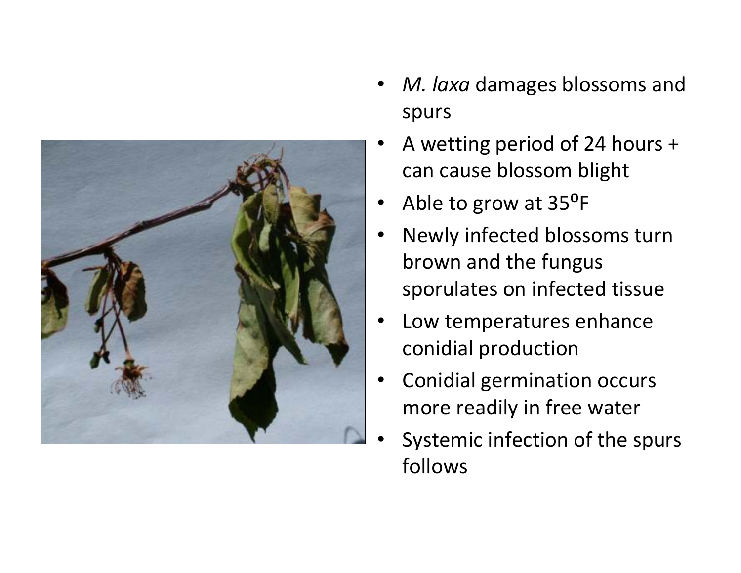- *M. laxa* damages blossoms and spurs
- A wetting period of 24 hours + can cause blossom blight
- Able to grow at 35$^{o}$F
- Newly infected blossoms turn brown and the fungus sporulates on infected tissue
- Low temperatures enhance conidial production
- Conidial germination occurs more readily in free water
- Systemic infection of the spurs follows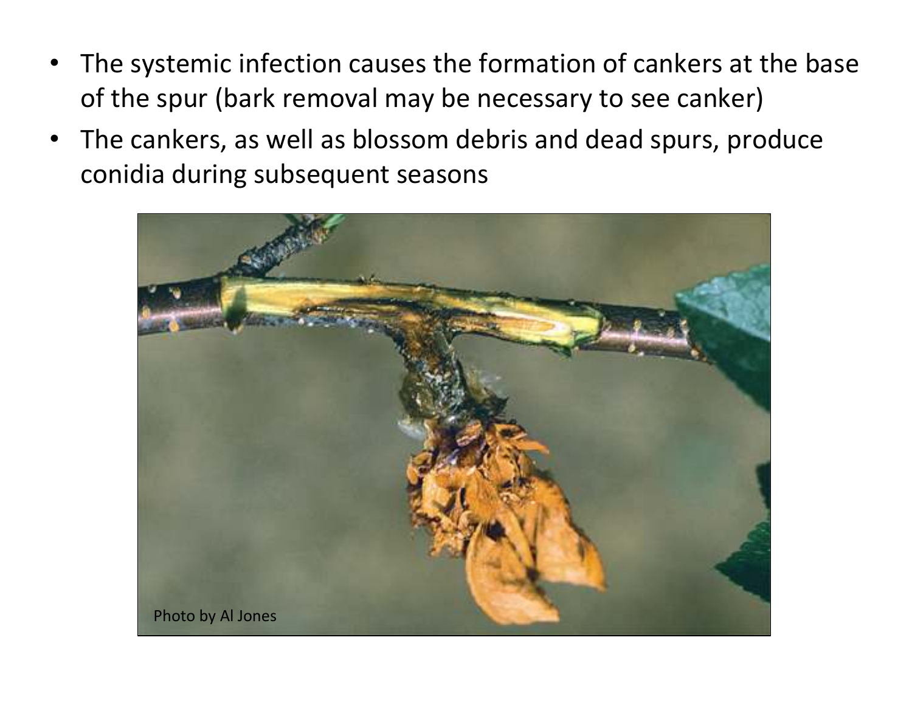- The systemic infection causes the formation of cankers at the base of the spur (bark removal may be necessary to see canker)
- The cankers, as well as blossom debris and dead spurs, produce conidia during subsequent seasons

Photo by Al Jones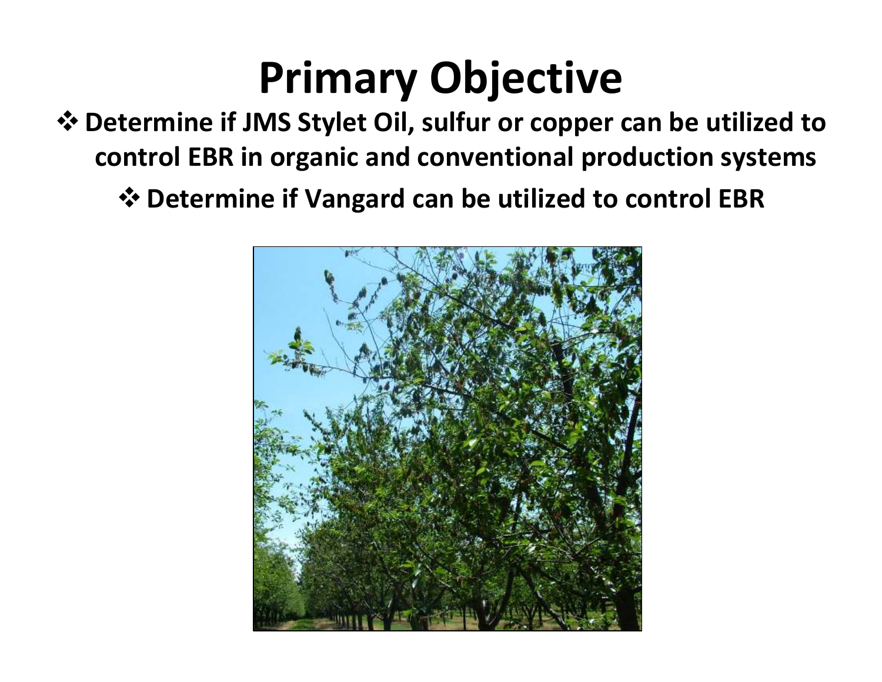# Primary Objective

- Determine if JMS Stylet Oil, sulfur or copper can be utilized to control EBR in organic and conventional production systems
  - Determine if Vangard can be utilized to control EBR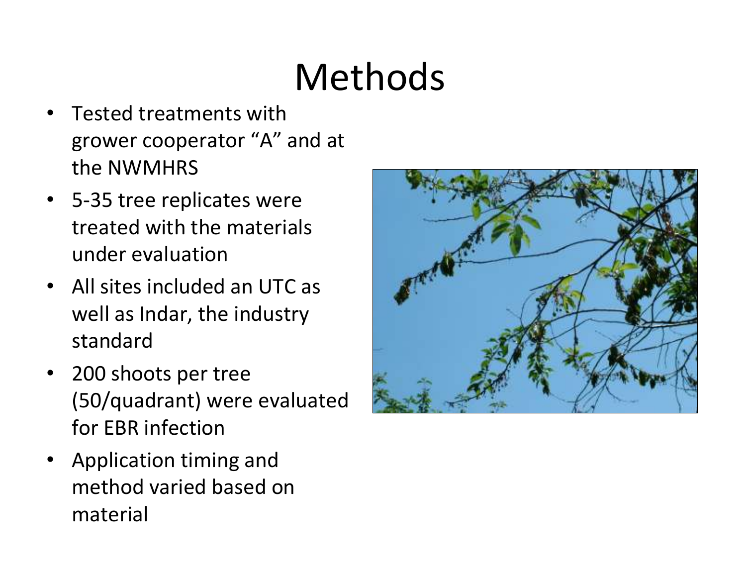# Methods

- Tested treatments with grower cooperator "A" and at the NWMHRS
- 5-35 tree replicates were treated with the materials under evaluation
- All sites included an UTC as well as Indar, the industry standard
- 200 shoots per tree (50/quadrant) were evaluated for EBR infection
- Application timing and method varied based on material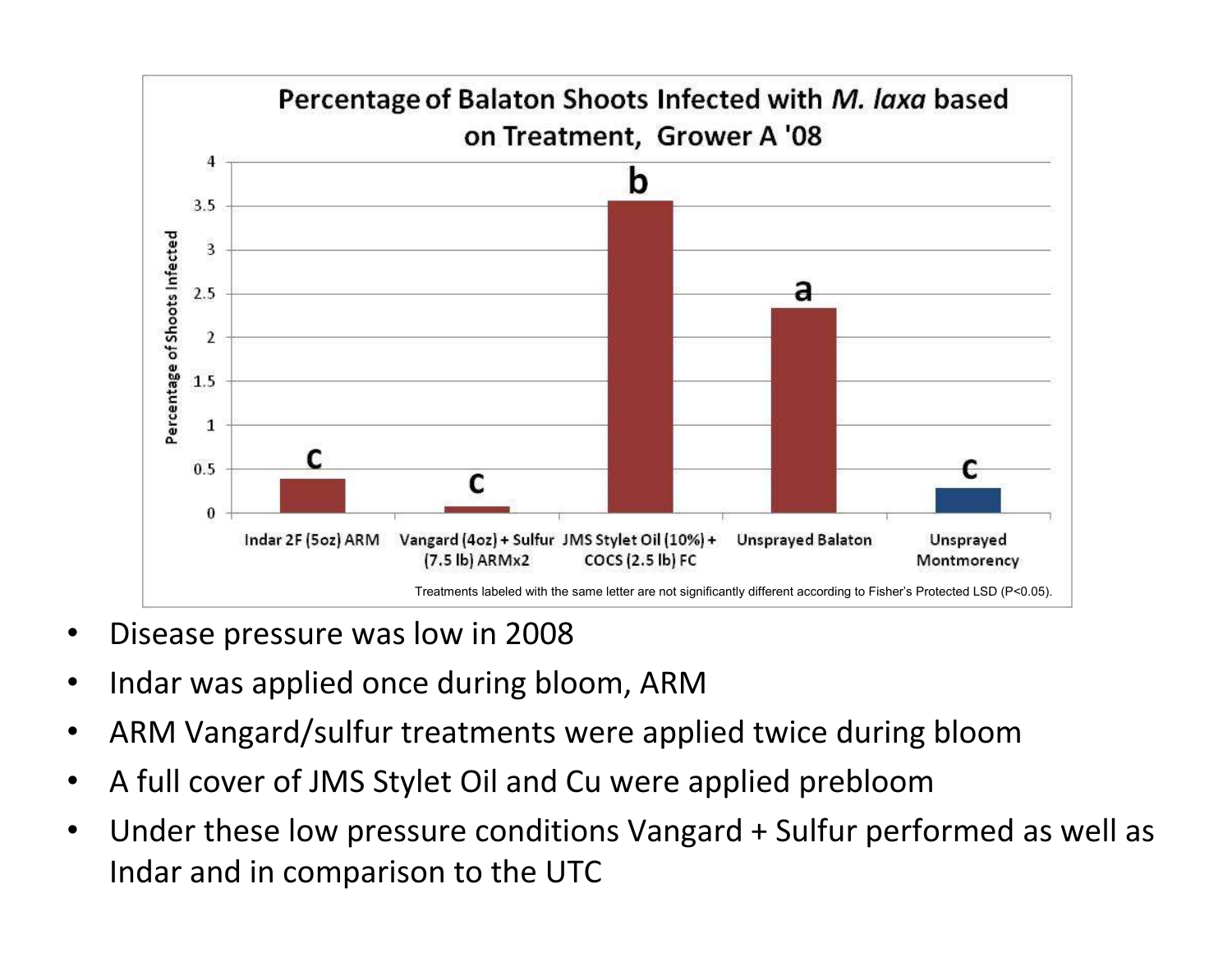**Percentage of Balaton Shoots Infected with *M. laxa* based on Treatment, Grower A '08**

| Treatment | Percentage of Shoots Infected | Significance letter |
|---|---|---|
| Indar 2F (5oz) ARM | ~0.4 | c |
| Vangard (4oz) + Sulfur (7.5 lb) ARMx2 | ~0.07 | c |
| JMS Stylet Oil (10%) + COCS (2.5 lb) FC | ~3.55 | b |
| Unsprayed Balaton | ~2.35 | a |
| Unsprayed Montmorency | ~0.28 | c |

Treatments labeled with the same letter are not significantly different according to Fisher's Protected LSD ($P<0.05$).

- Disease pressure was low in 2008
- Indar was applied once during bloom, ARM
- ARM Vangard/sulfur treatments were applied twice during bloom
- A full cover of JMS Stylet Oil and Cu were applied prebloom
- Under these low pressure conditions Vangard + Sulfur performed as well as Indar and in comparison to the UTC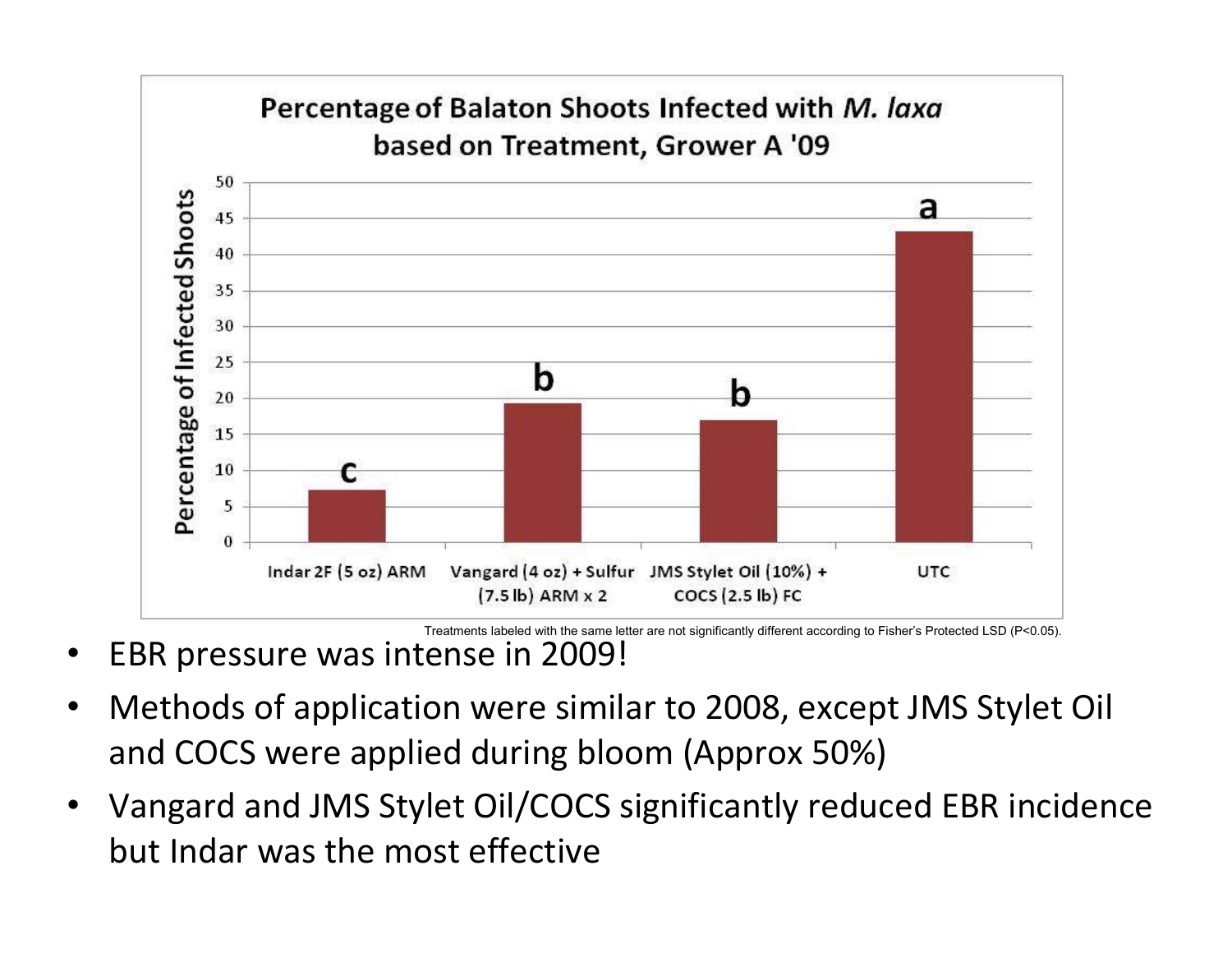## Percentage of Balaton Shoots Infected with *M. laxa* based on Treatment, Grower A '09

| Treatment | Percentage of Infected Shoots (approx.) | Letter |
|---|---|---|
| Indar 2F (5 oz) ARM | 7 | c |
| Vangard (4 oz) + Sulfur (7.5 lb) ARM x 2 | 19 | b |
| JMS Stylet Oil (10%) + COCS (2.5 lb) FC | 17 | b |
| UTC | 43 | a |

Treatments labeled with the same letter are not significantly different according to Fisher's Protected LSD ($P<0.05$).

- EBR pressure was intense in 2009!
- Methods of application were similar to 2008, except JMS Stylet Oil and COCS were applied during bloom (Approx 50%)
- Vangard and JMS Stylet Oil/COCS significantly reduced EBR incidence but Indar was the most effective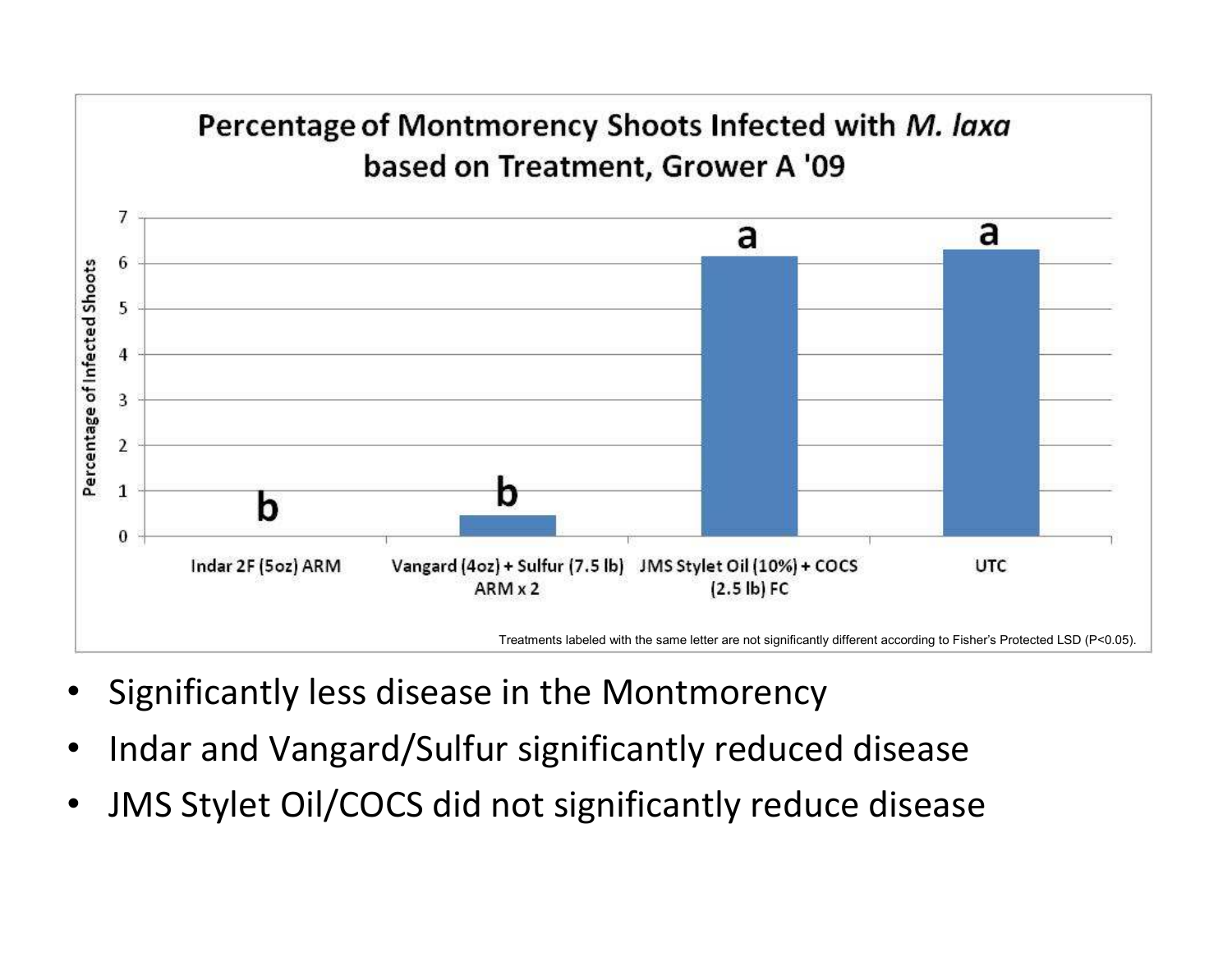## Percentage of Montmorency Shoots Infected with *M. laxa* based on Treatment, Grower A '09

| Treatment | Percentage of Infected Shoots | Significance letter |
|---|---|---|
| Indar 2F (5oz) ARM | 0 | b |
| Vangard (4oz) + Sulfur (7.5 lb) ARM x 2 | ~0.45 | b |
| JMS Stylet Oil (10%) + COCS (2.5 lb) FC | ~6.15 | a |
| UTC | ~6.3 | a |

Treatments labeled with the same letter are not significantly different according to Fisher's Protected LSD ($P<0.05$).

- Significantly less disease in the Montmorency
- Indar and Vangard/Sulfur significantly reduced disease
- JMS Stylet Oil/COCS did not significantly reduce disease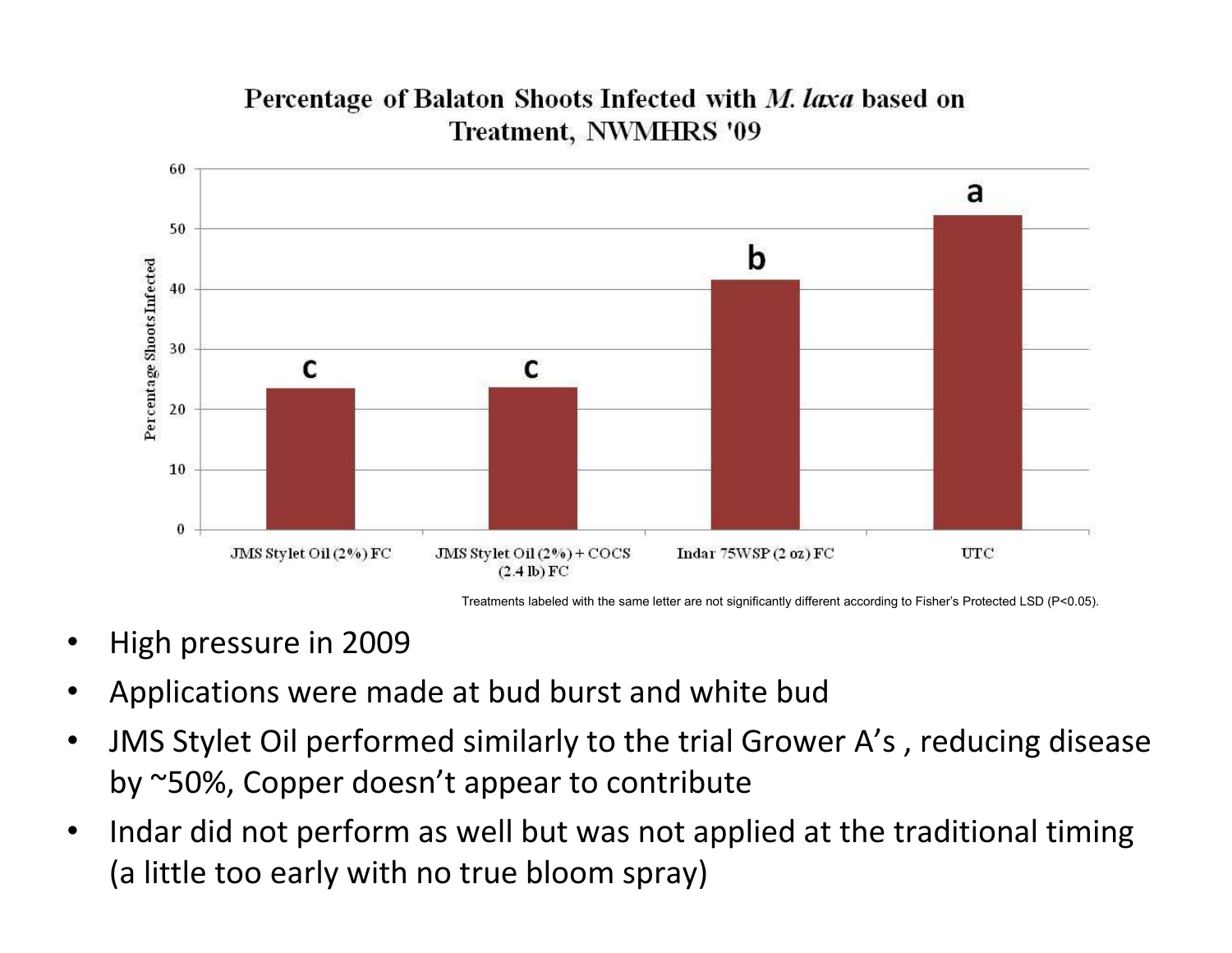## Percentage of Balaton Shoots Infected with *M. laxa* based on Treatment, NWMHRS '09

| Treatment | Percentage Shoots Infected | Letter |
| --- | --- | --- |
| JMS Stylet Oil (2%) FC | ~23.5 | c |
| JMS Stylet Oil (2%) + COCS (2.4 lb) FC | ~23.7 | c |
| Indar 75WSP (2 oz) FC | ~41.5 | b |
| UTC | ~52.3 | a |

Treatments labeled with the same letter are not significantly different according to Fisher's Protected LSD ($P<0.05$).

- High pressure in 2009
- Applications were made at bud burst and white bud
- JMS Stylet Oil performed similarly to the trial Grower A's , reducing disease by ~50%, Copper doesn't appear to contribute
- Indar did not perform as well but was not applied at the traditional timing (a little too early with no true bloom spray)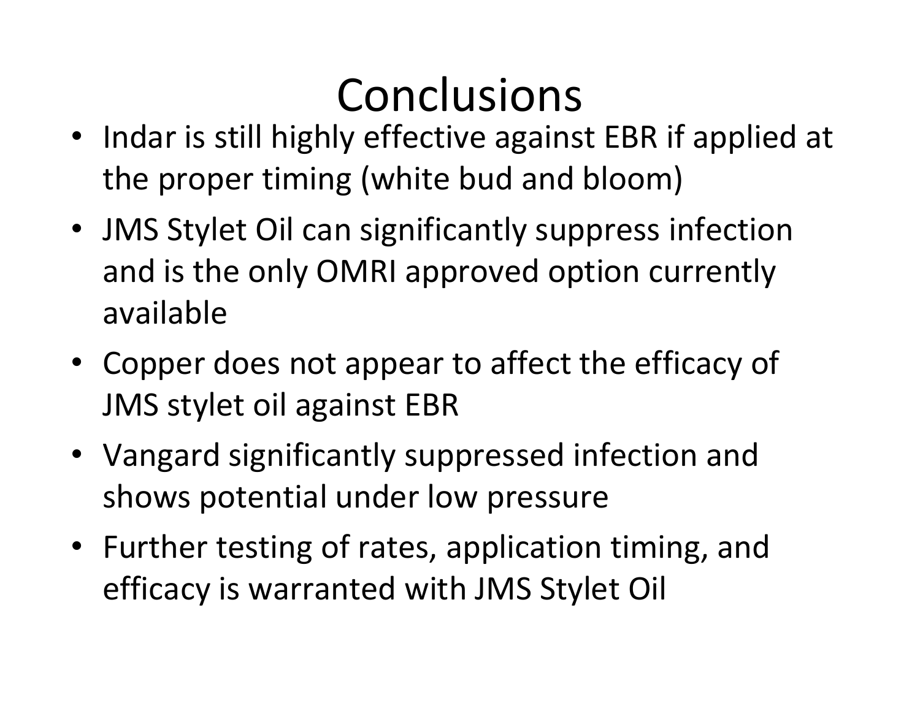# Conclusions

- Indar is still highly effective against EBR if applied at the proper timing (white bud and bloom)
- JMS Stylet Oil can significantly suppress infection and is the only OMRI approved option currently available
- Copper does not appear to affect the efficacy of JMS stylet oil against EBR
- Vangard significantly suppressed infection and shows potential under low pressure
- Further testing of rates, application timing, and efficacy is warranted with JMS Stylet Oil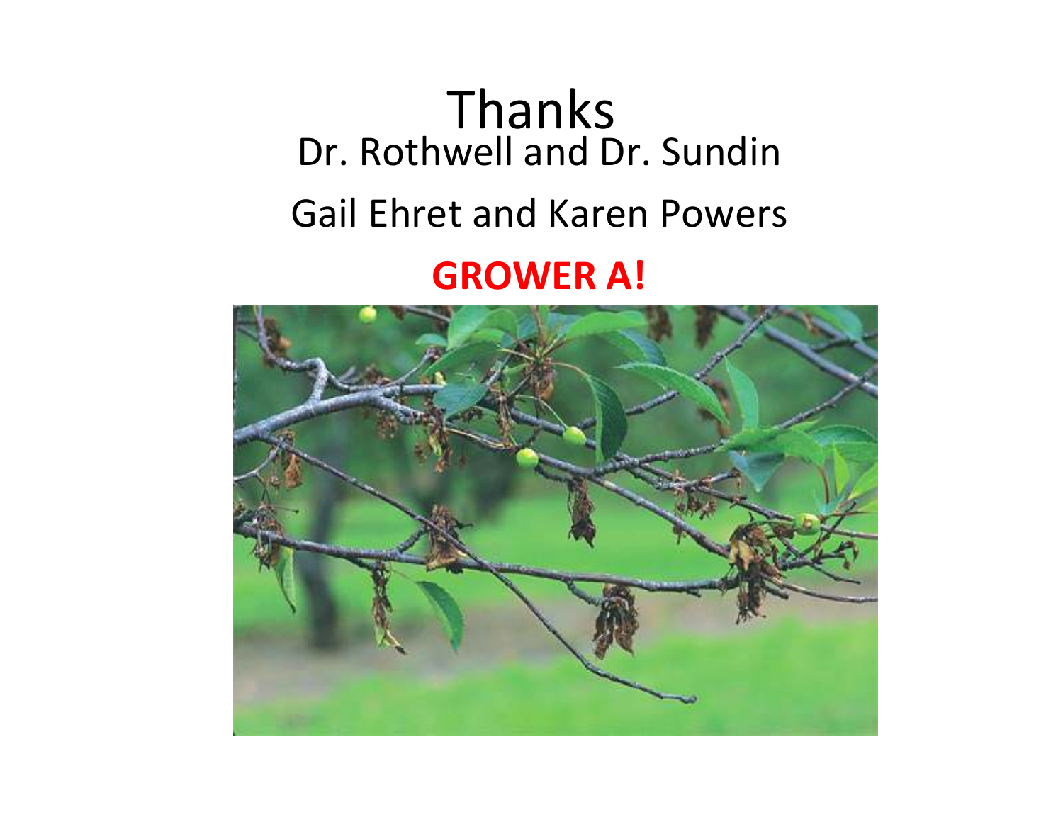# Thanks

Dr. Rothwell and Dr. Sundin

Gail Ehret and Karen Powers

**GROWER A!**